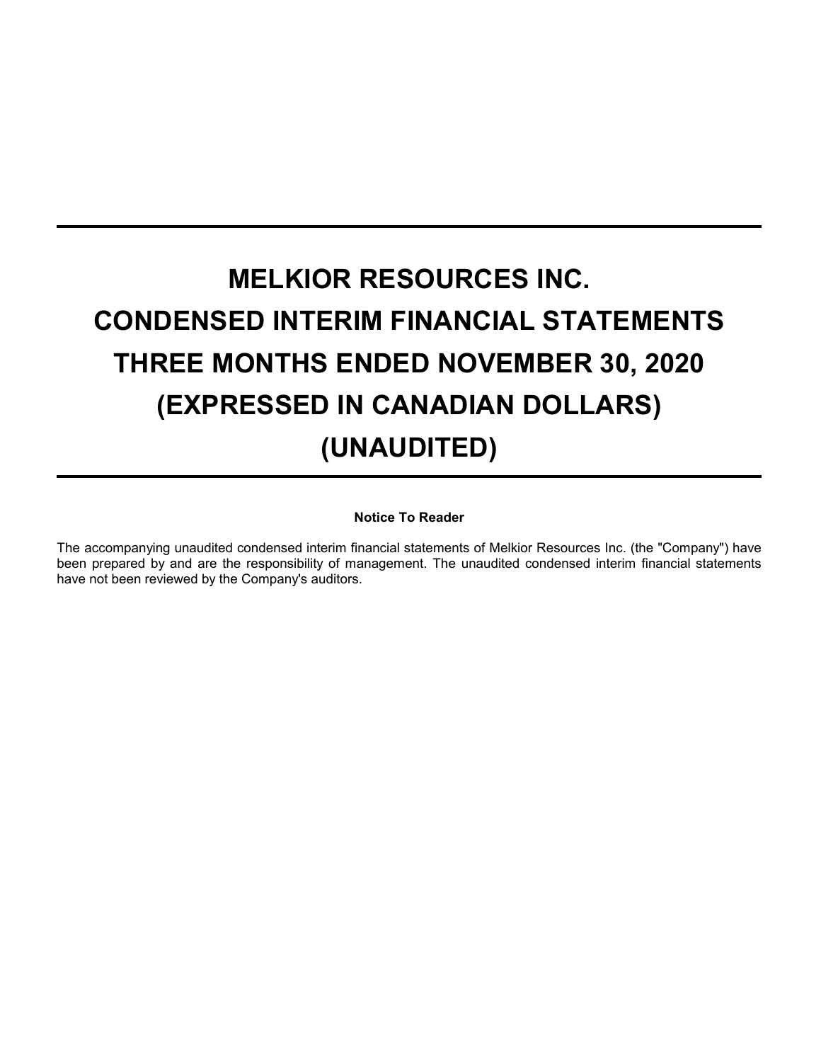# MELKIOR RESOURCES INC.

# CONDENSED INTERIM FINANCIAL STATEMENTS

# THREE MONTHS ENDED NOVEMBER 30, 2020

# (EXPRESSED IN CANADIAN DOLLARS)

# (UNAUDITED)

**Notice To Reader**

The accompanying unaudited condensed interim financial statements of Melkior Resources Inc. (the "Company") have been prepared by and are the responsibility of management. The unaudited condensed interim financial statements have not been reviewed by the Company's auditors.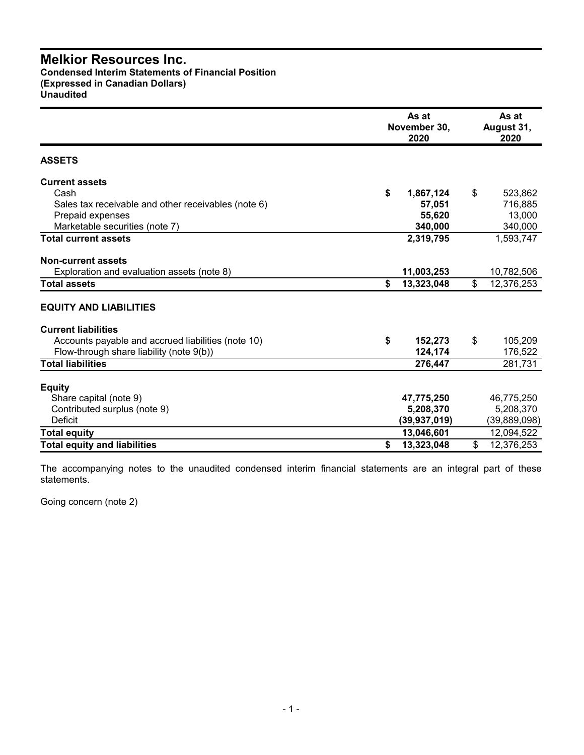# Melkior Resources Inc.

**Condensed Interim Statements of Financial Position**
**(Expressed in Canadian Dollars)**
**Unaudited**

| | As at November 30, 2020 | As at August 31, 2020 |
|---|---|---|
| **ASSETS** | | |
| **Current assets** | | |
| Cash | **$ 1,867,124** | $ 523,862 |
| Sales tax receivable and other receivables (note 6) | **57,051** | 716,885 |
| Prepaid expenses | **55,620** | 13,000 |
| Marketable securities (note 7) | **340,000** | 340,000 |
| **Total current assets** | **2,319,795** | 1,593,747 |
| **Non-current assets** | | |
| Exploration and evaluation assets (note 8) | **11,003,253** | 10,782,506 |
| **Total assets** | **$ 13,323,048** | $ 12,376,253 |
| **EQUITY AND LIABILITIES** | | |
| **Current liabilities** | | |
| Accounts payable and accrued liabilities (note 10) | **$ 152,273** | $ 105,209 |
| Flow-through share liability (note 9(b)) | **124,174** | 176,522 |
| **Total liabilities** | **276,447** | 281,731 |
| **Equity** | | |
| Share capital (note 9) | **47,775,250** | 46,775,250 |
| Contributed surplus (note 9) | **5,208,370** | 5,208,370 |
| Deficit | **(39,937,019)** | (39,889,098) |
| **Total equity** | **13,046,601** | 12,094,522 |
| **Total equity and liabilities** | **$ 13,323,048** | $ 12,376,253 |

The accompanying notes to the unaudited condensed interim financial statements are an integral part of these statements.

Going concern (note 2)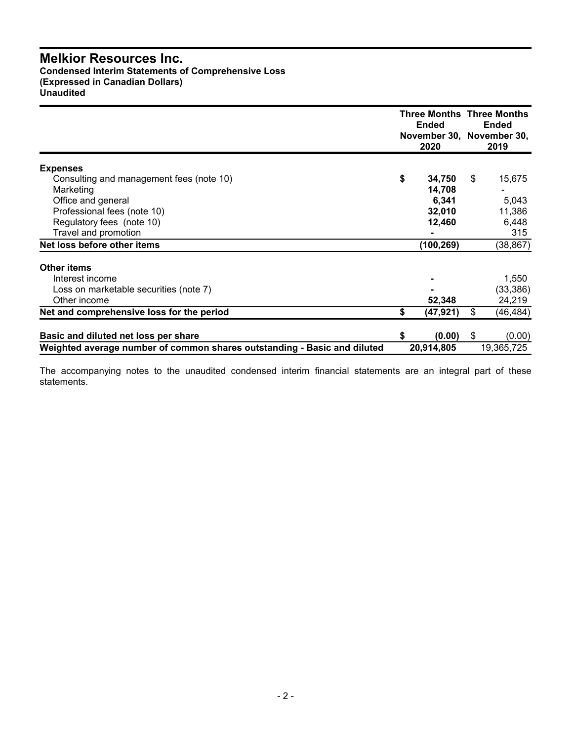# Melkior Resources Inc.

**Condensed Interim Statements of Comprehensive Loss**
**(Expressed in Canadian Dollars)**
**Unaudited**

| | Three Months Ended November 30, 2020 | Three Months Ended November 30, 2019 |
|---|---|---|
| **Expenses** | | |
| Consulting and management fees (note 10) | **$ 34,750** | $ 15,675 |
| Marketing | **14,708** | - |
| Office and general | **6,341** | 5,043 |
| Professional fees (note 10) | **32,010** | 11,386 |
| Regulatory fees (note 10) | **12,460** | 6,448 |
| Travel and promotion | **-** | 315 |
| **Net loss before other items** | **(100,269)** | (38,867) |
| **Other items** | | |
| Interest income | **-** | 1,550 |
| Loss on marketable securities (note 7) | **-** | (33,386) |
| Other income | **52,348** | 24,219 |
| **Net and comprehensive loss for the period** | **$ (47,921)** | $ (46,484) |
| **Basic and diluted net loss per share** | **$ (0.00)** | $ (0.00) |
| **Weighted average number of common shares outstanding - Basic and diluted** | **20,914,805** | 19,365,725 |

The accompanying notes to the unaudited condensed interim financial statements are an integral part of these statements.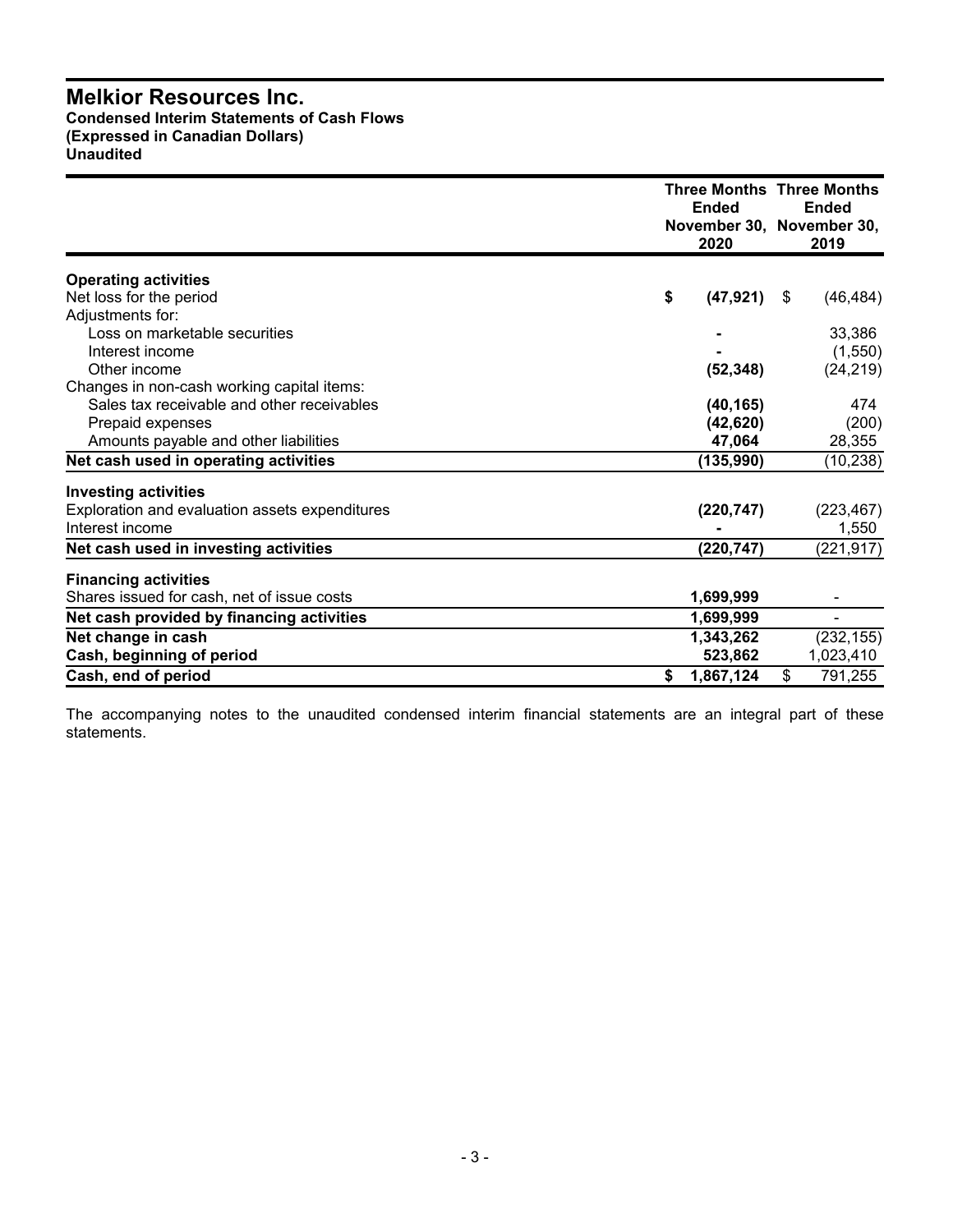# Melkior Resources Inc.

**Condensed Interim Statements of Cash Flows**
**(Expressed in Canadian Dollars)**
**Unaudited**

| | Three Months Ended November 30, 2020 | Three Months Ended November 30, 2019 |
|---|---|---|
| **Operating activities** | | |
| Net loss for the period | **$ (47,921)** | $ (46,484) |
| Adjustments for: | | |
| Loss on marketable securities | **-** | 33,386 |
| Interest income | **-** | (1,550) |
| Other income | **(52,348)** | (24,219) |
| Changes in non-cash working capital items: | | |
| Sales tax receivable and other receivables | **(40,165)** | 474 |
| Prepaid expenses | **(42,620)** | (200) |
| Amounts payable and other liabilities | **47,064** | 28,355 |
| **Net cash used in operating activities** | **(135,990)** | (10,238) |
| **Investing activities** | | |
| Exploration and evaluation assets expenditures | **(220,747)** | (223,467) |
| Interest income | **-** | 1,550 |
| **Net cash used in investing activities** | **(220,747)** | (221,917) |
| **Financing activities** | | |
| Shares issued for cash, net of issue costs | **1,699,999** | - |
| **Net cash provided by financing activities** | **1,699,999** | - |
| **Net change in cash** | **1,343,262** | (232,155) |
| **Cash, beginning of period** | **523,862** | 1,023,410 |
| **Cash, end of period** | **$ 1,867,124** | $ 791,255 |

The accompanying notes to the unaudited condensed interim financial statements are an integral part of these statements.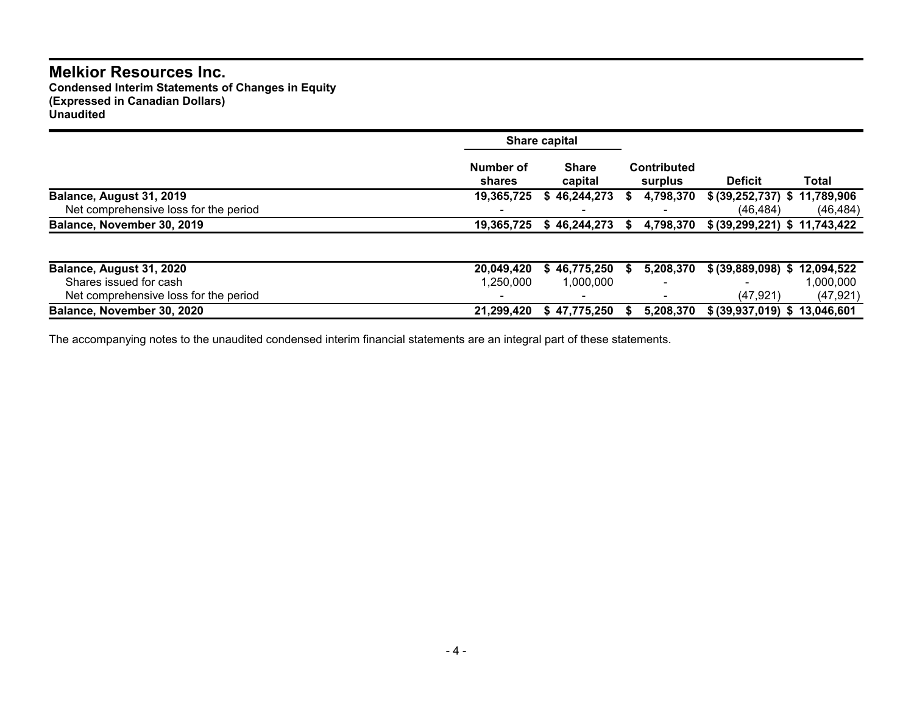# Melkior Resources Inc.

**Condensed Interim Statements of Changes in Equity**
**(Expressed in Canadian Dollars)**
**Unaudited**

| | Share capital | | | | |
|---|---|---|---|---|---|
| | **Number of shares** | **Share capital** | **Contributed surplus** | **Deficit** | **Total** |
| **Balance, August 31, 2019** | **19,365,725** | **$ 46,244,273** | **$ 4,798,370** | **$ (39,252,737)** | **$ 11,789,906** |
| Net comprehensive loss for the period | - | - | - | (46,484) | (46,484) |
| **Balance, November 30, 2019** | **19,365,725** | **$ 46,244,273** | **$ 4,798,370** | **$ (39,299,221)** | **$ 11,743,422** |
| | | | | | |
| **Balance, August 31, 2020** | **20,049,420** | **$ 46,775,250** | **$ 5,208,370** | **$ (39,889,098)** | **$ 12,094,522** |
| Shares issued for cash | 1,250,000 | 1,000,000 | - | - | 1,000,000 |
| Net comprehensive loss for the period | - | - | - | (47,921) | (47,921) |
| **Balance, November 30, 2020** | **21,299,420** | **$ 47,775,250** | **$ 5,208,370** | **$ (39,937,019)** | **$ 13,046,601** |

The accompanying notes to the unaudited condensed interim financial statements are an integral part of these statements.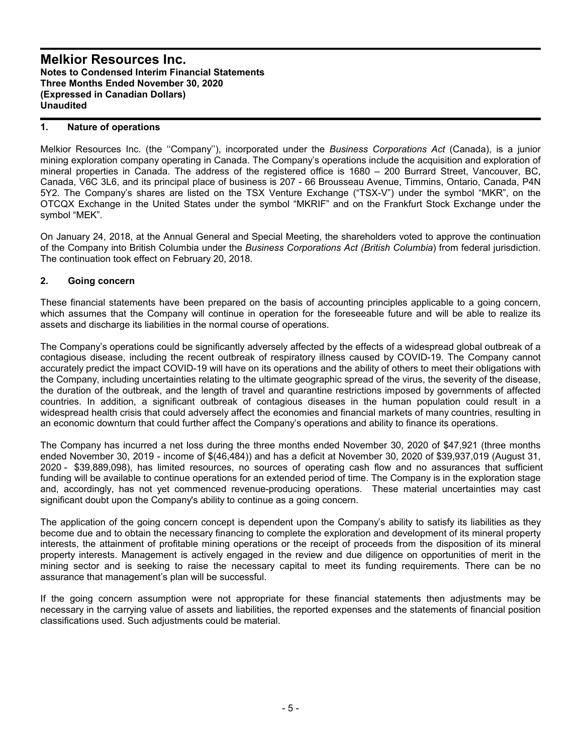# Melkior Resources Inc.
**Notes to Condensed Interim Financial Statements**
**Three Months Ended November 30, 2020**
**(Expressed in Canadian Dollars)**
**Unaudited**

## 1. Nature of operations

Melkior Resources Inc. (the ''Company''), incorporated under the *Business Corporations Act* (Canada), is a junior mining exploration company operating in Canada. The Company's operations include the acquisition and exploration of mineral properties in Canada. The address of the registered office is 1680 – 200 Burrard Street, Vancouver, BC, Canada, V6C 3L6, and its principal place of business is 207 - 66 Brousseau Avenue, Timmins, Ontario, Canada, P4N 5Y2. The Company's shares are listed on the TSX Venture Exchange ("TSX-V") under the symbol "MKR", on the OTCQX Exchange in the United States under the symbol "MKRIF" and on the Frankfurt Stock Exchange under the symbol "MEK".

On January 24, 2018, at the Annual General and Special Meeting, the shareholders voted to approve the continuation of the Company into British Columbia under the *Business Corporations Act (British Columbia*) from federal jurisdiction. The continuation took effect on February 20, 2018.

## 2. Going concern

These financial statements have been prepared on the basis of accounting principles applicable to a going concern, which assumes that the Company will continue in operation for the foreseeable future and will be able to realize its assets and discharge its liabilities in the normal course of operations.

The Company's operations could be significantly adversely affected by the effects of a widespread global outbreak of a contagious disease, including the recent outbreak of respiratory illness caused by COVID-19. The Company cannot accurately predict the impact COVID-19 will have on its operations and the ability of others to meet their obligations with the Company, including uncertainties relating to the ultimate geographic spread of the virus, the severity of the disease, the duration of the outbreak, and the length of travel and quarantine restrictions imposed by governments of affected countries. In addition, a significant outbreak of contagious diseases in the human population could result in a widespread health crisis that could adversely affect the economies and financial markets of many countries, resulting in an economic downturn that could further affect the Company's operations and ability to finance its operations.

The Company has incurred a net loss during the three months ended November 30, 2020 of $47,921 (three months ended November 30, 2019 - income of $(46,484)) and has a deficit at November 30, 2020 of $39,937,019 (August 31, 2020 - $39,889,098), has limited resources, no sources of operating cash flow and no assurances that sufficient funding will be available to continue operations for an extended period of time. The Company is in the exploration stage and, accordingly, has not yet commenced revenue-producing operations. These material uncertainties may cast significant doubt upon the Company's ability to continue as a going concern.

The application of the going concern concept is dependent upon the Company's ability to satisfy its liabilities as they become due and to obtain the necessary financing to complete the exploration and development of its mineral property interests, the attainment of profitable mining operations or the receipt of proceeds from the disposition of its mineral property interests. Management is actively engaged in the review and due diligence on opportunities of merit in the mining sector and is seeking to raise the necessary capital to meet its funding requirements. There can be no assurance that management's plan will be successful.

If the going concern assumption were not appropriate for these financial statements then adjustments may be necessary in the carrying value of assets and liabilities, the reported expenses and the statements of financial position classifications used. Such adjustments could be material.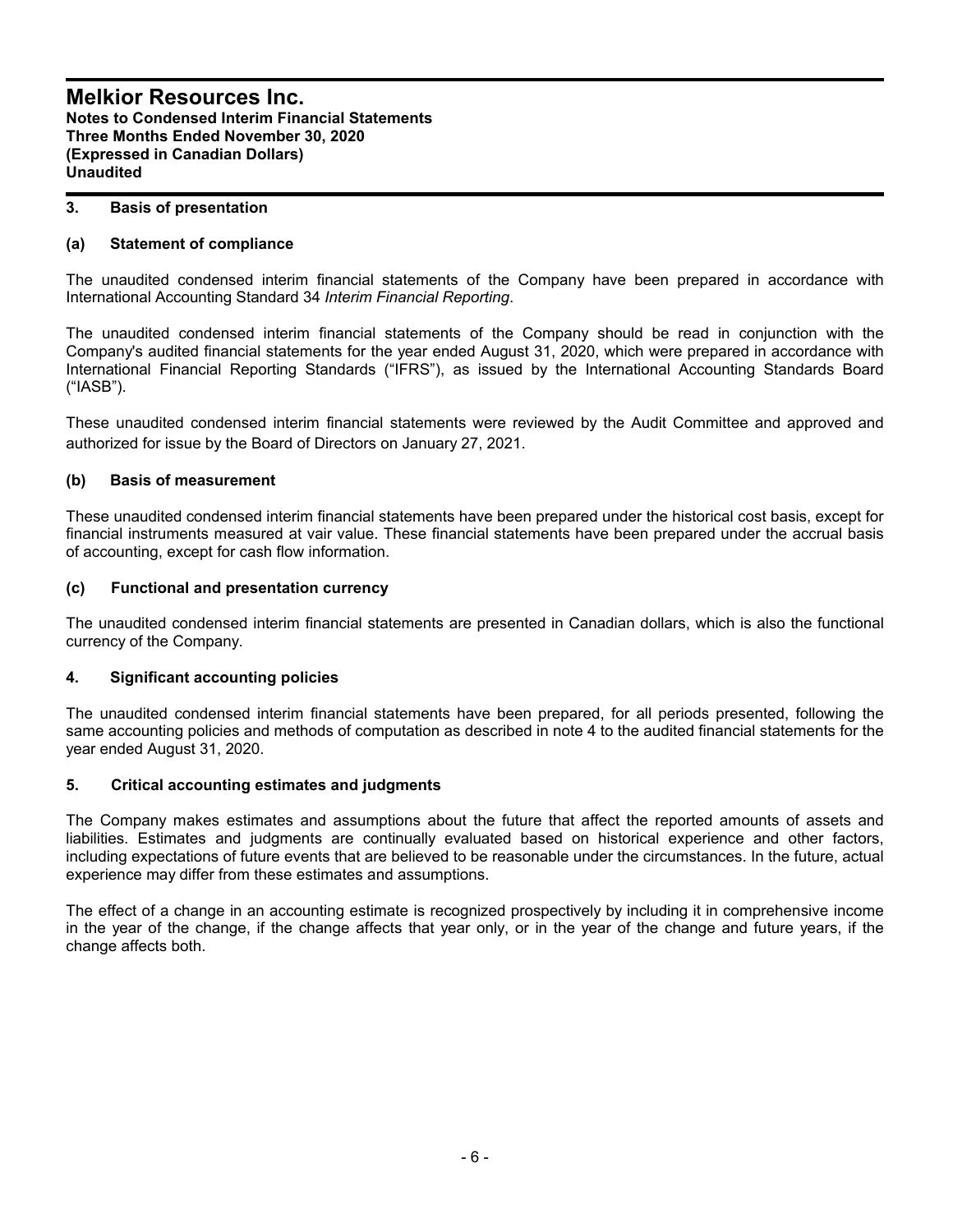## 3. Basis of presentation

### (a) Statement of compliance

The unaudited condensed interim financial statements of the Company have been prepared in accordance with International Accounting Standard 34 *Interim Financial Reporting*.

The unaudited condensed interim financial statements of the Company should be read in conjunction with the Company's audited financial statements for the year ended August 31, 2020, which were prepared in accordance with International Financial Reporting Standards ("IFRS"), as issued by the International Accounting Standards Board ("IASB").

These unaudited condensed interim financial statements were reviewed by the Audit Committee and approved and authorized for issue by the Board of Directors on January 27, 2021.

### (b) Basis of measurement

These unaudited condensed interim financial statements have been prepared under the historical cost basis, except for financial instruments measured at vair value. These financial statements have been prepared under the accrual basis of accounting, except for cash flow information.

### (c) Functional and presentation currency

The unaudited condensed interim financial statements are presented in Canadian dollars, which is also the functional currency of the Company.

## 4. Significant accounting policies

The unaudited condensed interim financial statements have been prepared, for all periods presented, following the same accounting policies and methods of computation as described in note 4 to the audited financial statements for the year ended August 31, 2020.

## 5. Critical accounting estimates and judgments

The Company makes estimates and assumptions about the future that affect the reported amounts of assets and liabilities. Estimates and judgments are continually evaluated based on historical experience and other factors, including expectations of future events that are believed to be reasonable under the circumstances. In the future, actual experience may differ from these estimates and assumptions.

The effect of a change in an accounting estimate is recognized prospectively by including it in comprehensive income in the year of the change, if the change affects that year only, or in the year of the change and future years, if the change affects both.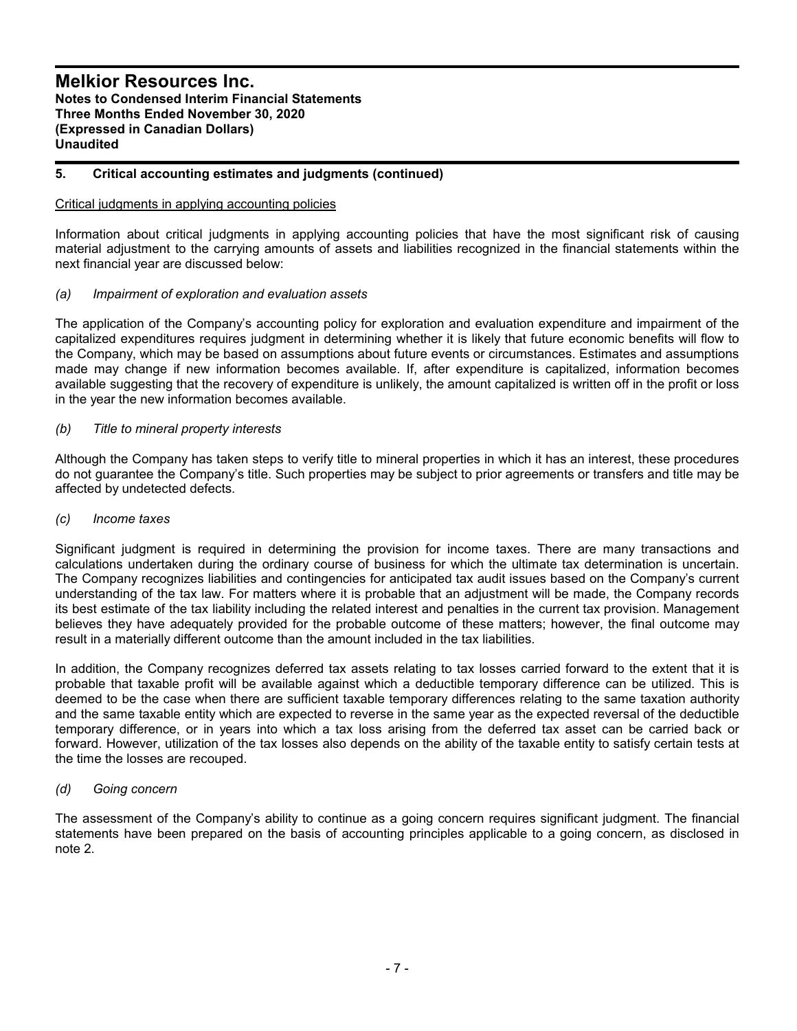## 5. Critical accounting estimates and judgments (continued)

Critical judgments in applying accounting policies

Information about critical judgments in applying accounting policies that have the most significant risk of causing material adjustment to the carrying amounts of assets and liabilities recognized in the financial statements within the next financial year are discussed below:

*(a) Impairment of exploration and evaluation assets*

The application of the Company's accounting policy for exploration and evaluation expenditure and impairment of the capitalized expenditures requires judgment in determining whether it is likely that future economic benefits will flow to the Company, which may be based on assumptions about future events or circumstances. Estimates and assumptions made may change if new information becomes available. If, after expenditure is capitalized, information becomes available suggesting that the recovery of expenditure is unlikely, the amount capitalized is written off in the profit or loss in the year the new information becomes available.

*(b) Title to mineral property interests*

Although the Company has taken steps to verify title to mineral properties in which it has an interest, these procedures do not guarantee the Company's title. Such properties may be subject to prior agreements or transfers and title may be affected by undetected defects.

*(c) Income taxes*

Significant judgment is required in determining the provision for income taxes. There are many transactions and calculations undertaken during the ordinary course of business for which the ultimate tax determination is uncertain. The Company recognizes liabilities and contingencies for anticipated tax audit issues based on the Company's current understanding of the tax law. For matters where it is probable that an adjustment will be made, the Company records its best estimate of the tax liability including the related interest and penalties in the current tax provision. Management believes they have adequately provided for the probable outcome of these matters; however, the final outcome may result in a materially different outcome than the amount included in the tax liabilities.

In addition, the Company recognizes deferred tax assets relating to tax losses carried forward to the extent that it is probable that taxable profit will be available against which a deductible temporary difference can be utilized. This is deemed to be the case when there are sufficient taxable temporary differences relating to the same taxation authority and the same taxable entity which are expected to reverse in the same year as the expected reversal of the deductible temporary difference, or in years into which a tax loss arising from the deferred tax asset can be carried back or forward. However, utilization of the tax losses also depends on the ability of the taxable entity to satisfy certain tests at the time the losses are recouped.

*(d) Going concern*

The assessment of the Company's ability to continue as a going concern requires significant judgment. The financial statements have been prepared on the basis of accounting principles applicable to a going concern, as disclosed in note 2.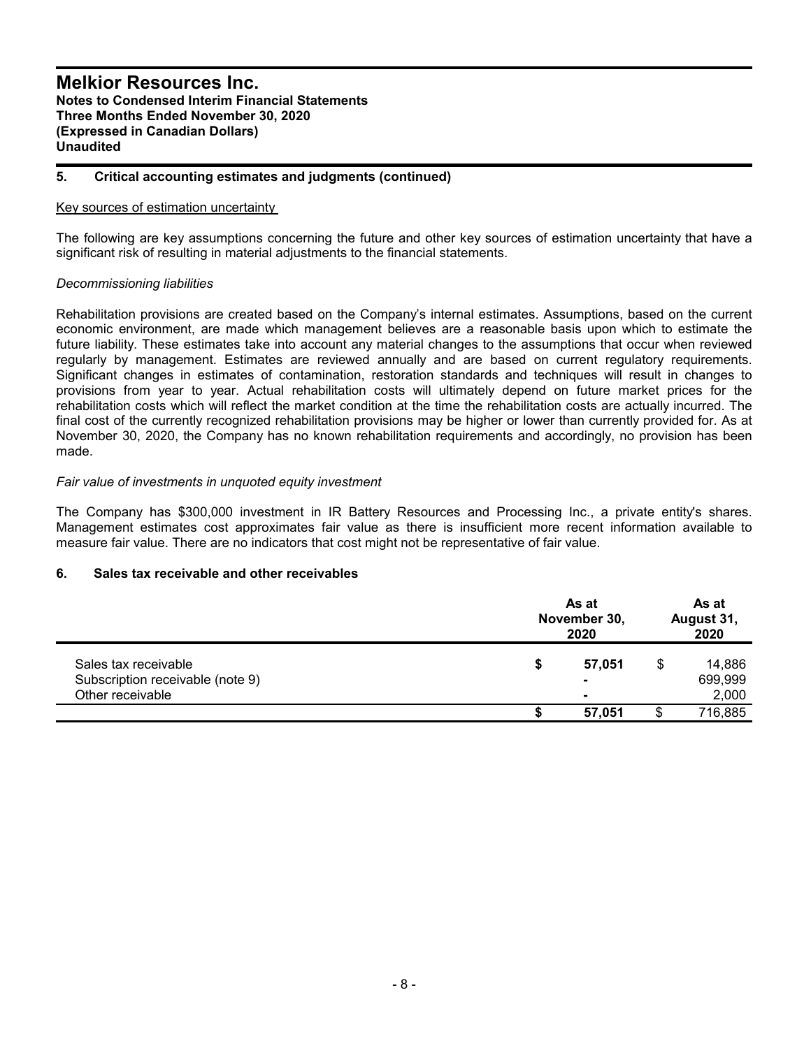## 5. Critical accounting estimates and judgments (continued)

Key sources of estimation uncertainty

The following are key assumptions concerning the future and other key sources of estimation uncertainty that have a significant risk of resulting in material adjustments to the financial statements.

*Decommissioning liabilities*

Rehabilitation provisions are created based on the Company's internal estimates. Assumptions, based on the current economic environment, are made which management believes are a reasonable basis upon which to estimate the future liability. These estimates take into account any material changes to the assumptions that occur when reviewed regularly by management. Estimates are reviewed annually and are based on current regulatory requirements. Significant changes in estimates of contamination, restoration standards and techniques will result in changes to provisions from year to year. Actual rehabilitation costs will ultimately depend on future market prices for the rehabilitation costs which will reflect the market condition at the time the rehabilitation costs are actually incurred. The final cost of the currently recognized rehabilitation provisions may be higher or lower than currently provided for. As at November 30, 2020, the Company has no known rehabilitation requirements and accordingly, no provision has been made.

*Fair value of investments in unquoted equity investment*

The Company has $300,000 investment in IR Battery Resources and Processing Inc., a private entity's shares. Management estimates cost approximates fair value as there is insufficient more recent information available to measure fair value. There are no indicators that cost might not be representative of fair value.

## 6. Sales tax receivable and other receivables

| | As at November 30, 2020 | As at August 31, 2020 |
|---|---|---|
| Sales tax receivable | **$ 57,051** | $ 14,886 |
| Subscription receivable (note 9) | **-** | 699,999 |
| Other receivable | **-** | 2,000 |
| | **$ 57,051** | $ 716,885 |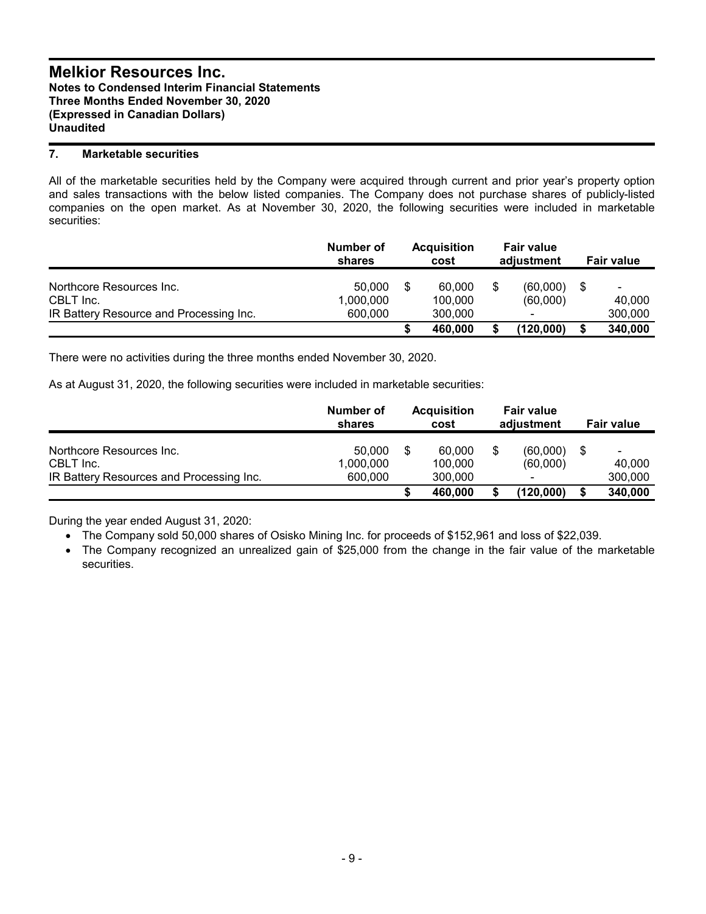# Melkior Resources Inc.

**Notes to Condensed Interim Financial Statements**
**Three Months Ended November 30, 2020**
**(Expressed in Canadian Dollars)**
**Unaudited**

## 7. Marketable securities

All of the marketable securities held by the Company were acquired through current and prior year's property option and sales transactions with the below listed companies. The Company does not purchase shares of publicly-listed companies on the open market. As at November 30, 2020, the following securities were included in marketable securities:

| | Number of shares | Acquisition cost | Fair value adjustment | Fair value |
|---|---|---|---|---|
| Northcore Resources Inc. | 50,000 | $ 60,000 | $ (60,000) | $ - |
| CBLT Inc. | 1,000,000 | 100,000 | (60,000) | 40,000 |
| IR Battery Resource and Processing Inc. | 600,000 | 300,000 | - | 300,000 |
| | | **$ 460,000** | **$ (120,000)** | **$ 340,000** |

There were no activities during the three months ended November 30, 2020.

As at August 31, 2020, the following securities were included in marketable securities:

| | Number of shares | Acquisition cost | Fair value adjustment | Fair value |
|---|---|---|---|---|
| Northcore Resources Inc. | 50,000 | $ 60,000 | $ (60,000) | $ - |
| CBLT Inc. | 1,000,000 | 100,000 | (60,000) | 40,000 |
| IR Battery Resources and Processing Inc. | 600,000 | 300,000 | - | 300,000 |
| | | **$ 460,000** | **$ (120,000)** | **$ 340,000** |

During the year ended August 31, 2020:

- The Company sold 50,000 shares of Osisko Mining Inc. for proceeds of $152,961 and loss of $22,039.
- The Company recognized an unrealized gain of $25,000 from the change in the fair value of the marketable securities.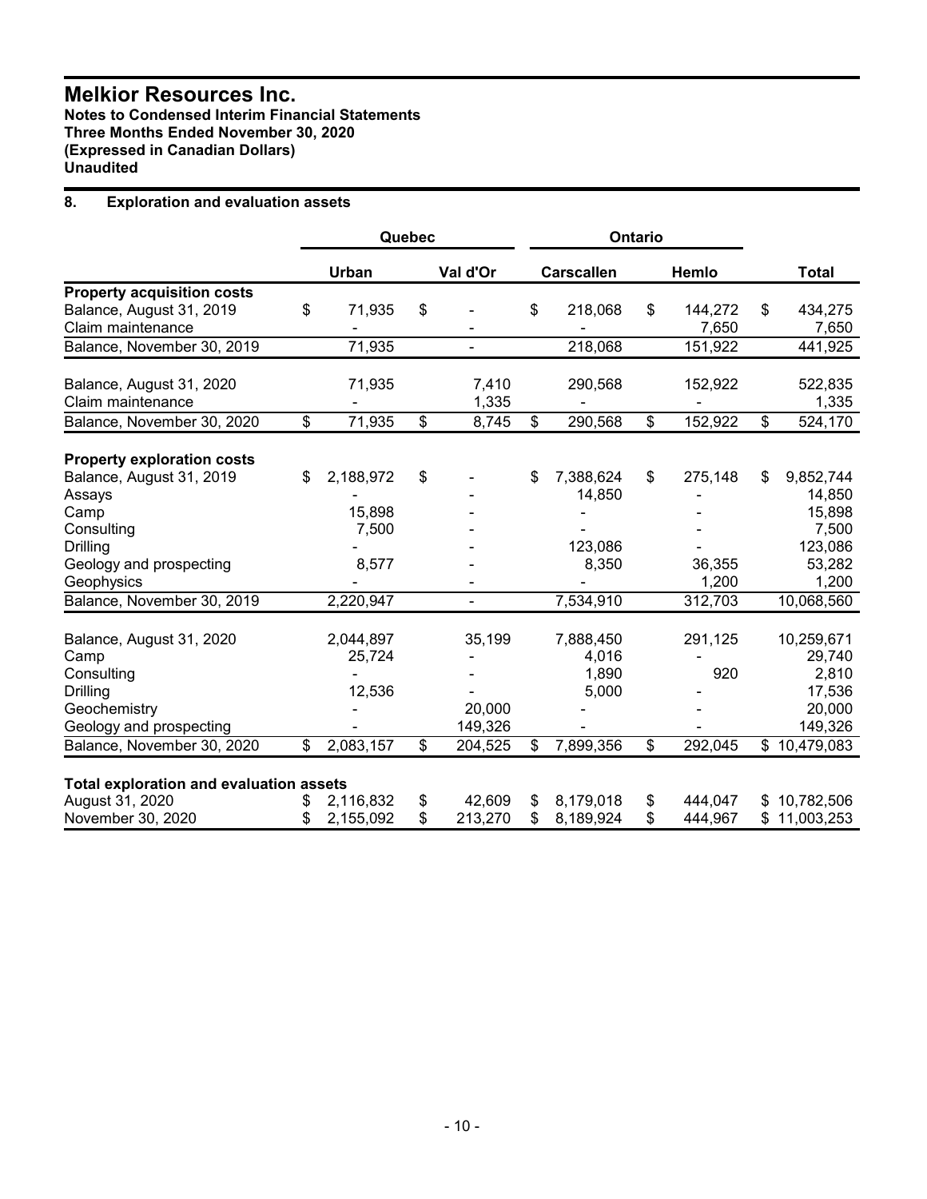# Melkior Resources Inc.

**Notes to Condensed Interim Financial Statements**
**Three Months Ended November 30, 2020**
**(Expressed in Canadian Dollars)**
**Unaudited**

## 8. Exploration and evaluation assets

| | Quebec | | Ontario | | |
|---|---|---|---|---|---|
| | **Urban** | **Val d'Or** | **Carscallen** | **Hemlo** | **Total** |
| **Property acquisition costs** | | | | | |
| Balance, August 31, 2019 | $ 71,935 | $ - | $ 218,068 | $ 144,272 | $ 434,275 |
| Claim maintenance | - | - | - | 7,650 | 7,650 |
| Balance, November 30, 2019 | 71,935 | - | 218,068 | 151,922 | 441,925 |
| | | | | | |
| Balance, August 31, 2020 | 71,935 | 7,410 | 290,568 | 152,922 | 522,835 |
| Claim maintenance | - | 1,335 | - | - | 1,335 |
| Balance, November 30, 2020 | $ 71,935 | $ 8,745 | $ 290,568 | $ 152,922 | $ 524,170 |
| | | | | | |
| **Property exploration costs** | | | | | |
| Balance, August 31, 2019 | $ 2,188,972 | $ - | $ 7,388,624 | $ 275,148 | $ 9,852,744 |
| Assays | - | - | 14,850 | - | 14,850 |
| Camp | 15,898 | - | - | - | 15,898 |
| Consulting | 7,500 | - | - | - | 7,500 |
| Drilling | - | - | 123,086 | - | 123,086 |
| Geology and prospecting | 8,577 | - | 8,350 | 36,355 | 53,282 |
| Geophysics | - | - | - | 1,200 | 1,200 |
| Balance, November 30, 2019 | 2,220,947 | - | 7,534,910 | 312,703 | 10,068,560 |
| | | | | | |
| Balance, August 31, 2020 | 2,044,897 | 35,199 | 7,888,450 | 291,125 | 10,259,671 |
| Camp | 25,724 | - | 4,016 | - | 29,740 |
| Consulting | - | - | 1,890 | 920 | 2,810 |
| Drilling | 12,536 | - | 5,000 | - | 17,536 |
| Geochemistry | - | 20,000 | - | - | 20,000 |
| Geology and prospecting | - | 149,326 | - | - | 149,326 |
| Balance, November 30, 2020 | $ 2,083,157 | $ 204,525 | $ 7,899,356 | $ 292,045 | $ 10,479,083 |
| | | | | | |
| **Total exploration and evaluation assets** | | | | | |
| August 31, 2020 | $ 2,116,832 | $ 42,609 | $ 8,179,018 | $ 444,047 | $ 10,782,506 |
| November 30, 2020 | $ 2,155,092 | $ 213,270 | $ 8,189,924 | $ 444,967 | $ 11,003,253 |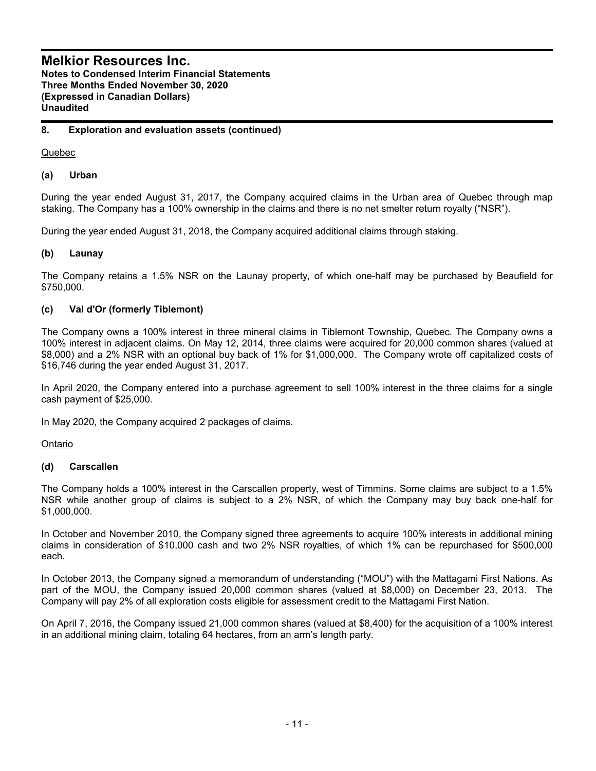## 8. Exploration and evaluation assets (continued)

Quebec

### (a) Urban

During the year ended August 31, 2017, the Company acquired claims in the Urban area of Quebec through map staking. The Company has a 100% ownership in the claims and there is no net smelter return royalty ("NSR").

During the year ended August 31, 2018, the Company acquired additional claims through staking.

### (b) Launay

The Company retains a 1.5% NSR on the Launay property, of which one-half may be purchased by Beaufield for $750,000.

### (c) Val d'Or (formerly Tiblemont)

The Company owns a 100% interest in three mineral claims in Tiblemont Township, Quebec. The Company owns a 100% interest in adjacent claims. On May 12, 2014, three claims were acquired for 20,000 common shares (valued at $8,000) and a 2% NSR with an optional buy back of 1% for $1,000,000. The Company wrote off capitalized costs of $16,746 during the year ended August 31, 2017.

In April 2020, the Company entered into a purchase agreement to sell 100% interest in the three claims for a single cash payment of $25,000.

In May 2020, the Company acquired 2 packages of claims.

Ontario

### (d) Carscallen

The Company holds a 100% interest in the Carscallen property, west of Timmins. Some claims are subject to a 1.5% NSR while another group of claims is subject to a 2% NSR, of which the Company may buy back one-half for $1,000,000.

In October and November 2010, the Company signed three agreements to acquire 100% interests in additional mining claims in consideration of $10,000 cash and two 2% NSR royalties, of which 1% can be repurchased for $500,000 each.

In October 2013, the Company signed a memorandum of understanding ("MOU") with the Mattagami First Nations. As part of the MOU, the Company issued 20,000 common shares (valued at $8,000) on December 23, 2013. The Company will pay 2% of all exploration costs eligible for assessment credit to the Mattagami First Nation.

On April 7, 2016, the Company issued 21,000 common shares (valued at $8,400) for the acquisition of a 100% interest in an additional mining claim, totaling 64 hectares, from an arm's length party.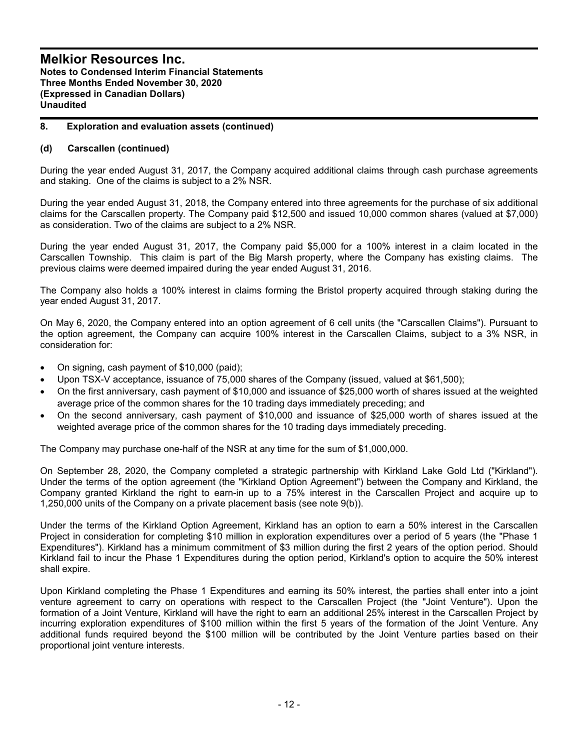## 8. Exploration and evaluation assets (continued)

### (d) Carscallen (continued)

During the year ended August 31, 2017, the Company acquired additional claims through cash purchase agreements and staking. One of the claims is subject to a 2% NSR.

During the year ended August 31, 2018, the Company entered into three agreements for the purchase of six additional claims for the Carscallen property. The Company paid $12,500 and issued 10,000 common shares (valued at $7,000) as consideration. Two of the claims are subject to a 2% NSR.

During the year ended August 31, 2017, the Company paid $5,000 for a 100% interest in a claim located in the Carscallen Township. This claim is part of the Big Marsh property, where the Company has existing claims. The previous claims were deemed impaired during the year ended August 31, 2016.

The Company also holds a 100% interest in claims forming the Bristol property acquired through staking during the year ended August 31, 2017.

On May 6, 2020, the Company entered into an option agreement of 6 cell units (the "Carscallen Claims"). Pursuant to the option agreement, the Company can acquire 100% interest in the Carscallen Claims, subject to a 3% NSR, in consideration for:

- On signing, cash payment of $10,000 (paid);
- Upon TSX-V acceptance, issuance of 75,000 shares of the Company (issued, valued at $61,500);
- On the first anniversary, cash payment of $10,000 and issuance of $25,000 worth of shares issued at the weighted average price of the common shares for the 10 trading days immediately preceding; and
- On the second anniversary, cash payment of $10,000 and issuance of $25,000 worth of shares issued at the weighted average price of the common shares for the 10 trading days immediately preceding.

The Company may purchase one-half of the NSR at any time for the sum of $1,000,000.

On September 28, 2020, the Company completed a strategic partnership with Kirkland Lake Gold Ltd ("Kirkland"). Under the terms of the option agreement (the "Kirkland Option Agreement") between the Company and Kirkland, the Company granted Kirkland the right to earn-in up to a 75% interest in the Carscallen Project and acquire up to 1,250,000 units of the Company on a private placement basis (see note 9(b)).

Under the terms of the Kirkland Option Agreement, Kirkland has an option to earn a 50% interest in the Carscallen Project in consideration for completing $10 million in exploration expenditures over a period of 5 years (the "Phase 1 Expenditures"). Kirkland has a minimum commitment of $3 million during the first 2 years of the option period. Should Kirkland fail to incur the Phase 1 Expenditures during the option period, Kirkland's option to acquire the 50% interest shall expire.

Upon Kirkland completing the Phase 1 Expenditures and earning its 50% interest, the parties shall enter into a joint venture agreement to carry on operations with respect to the Carscallen Project (the "Joint Venture"). Upon the formation of a Joint Venture, Kirkland will have the right to earn an additional 25% interest in the Carscallen Project by incurring exploration expenditures of $100 million within the first 5 years of the formation of the Joint Venture. Any additional funds required beyond the $100 million will be contributed by the Joint Venture parties based on their proportional joint venture interests.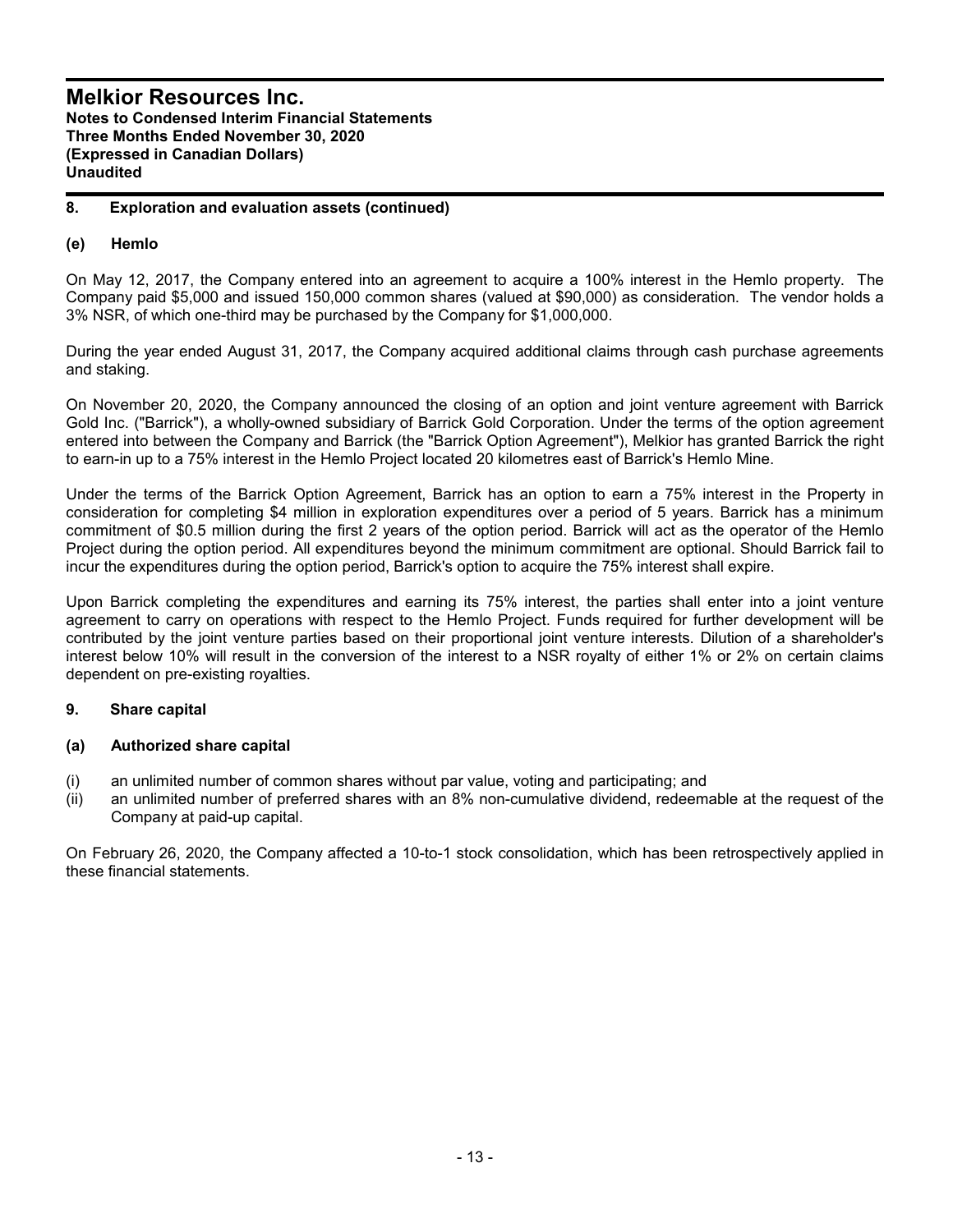## 8. Exploration and evaluation assets (continued)

### (e) Hemlo

On May 12, 2017, the Company entered into an agreement to acquire a 100% interest in the Hemlo property. The Company paid $5,000 and issued 150,000 common shares (valued at $90,000) as consideration. The vendor holds a 3% NSR, of which one-third may be purchased by the Company for $1,000,000.

During the year ended August 31, 2017, the Company acquired additional claims through cash purchase agreements and staking.

On November 20, 2020, the Company announced the closing of an option and joint venture agreement with Barrick Gold Inc. ("Barrick"), a wholly-owned subsidiary of Barrick Gold Corporation. Under the terms of the option agreement entered into between the Company and Barrick (the "Barrick Option Agreement"), Melkior has granted Barrick the right to earn-in up to a 75% interest in the Hemlo Project located 20 kilometres east of Barrick's Hemlo Mine.

Under the terms of the Barrick Option Agreement, Barrick has an option to earn a 75% interest in the Property in consideration for completing $4 million in exploration expenditures over a period of 5 years. Barrick has a minimum commitment of $0.5 million during the first 2 years of the option period. Barrick will act as the operator of the Hemlo Project during the option period. All expenditures beyond the minimum commitment are optional. Should Barrick fail to incur the expenditures during the option period, Barrick's option to acquire the 75% interest shall expire.

Upon Barrick completing the expenditures and earning its 75% interest, the parties shall enter into a joint venture agreement to carry on operations with respect to the Hemlo Project. Funds required for further development will be contributed by the joint venture parties based on their proportional joint venture interests. Dilution of a shareholder's interest below 10% will result in the conversion of the interest to a NSR royalty of either 1% or 2% on certain claims dependent on pre-existing royalties.

## 9. Share capital

### (a) Authorized share capital

(i) an unlimited number of common shares without par value, voting and participating; and
(ii) an unlimited number of preferred shares with an 8% non-cumulative dividend, redeemable at the request of the Company at paid-up capital.

On February 26, 2020, the Company affected a 10-to-1 stock consolidation, which has been retrospectively applied in these financial statements.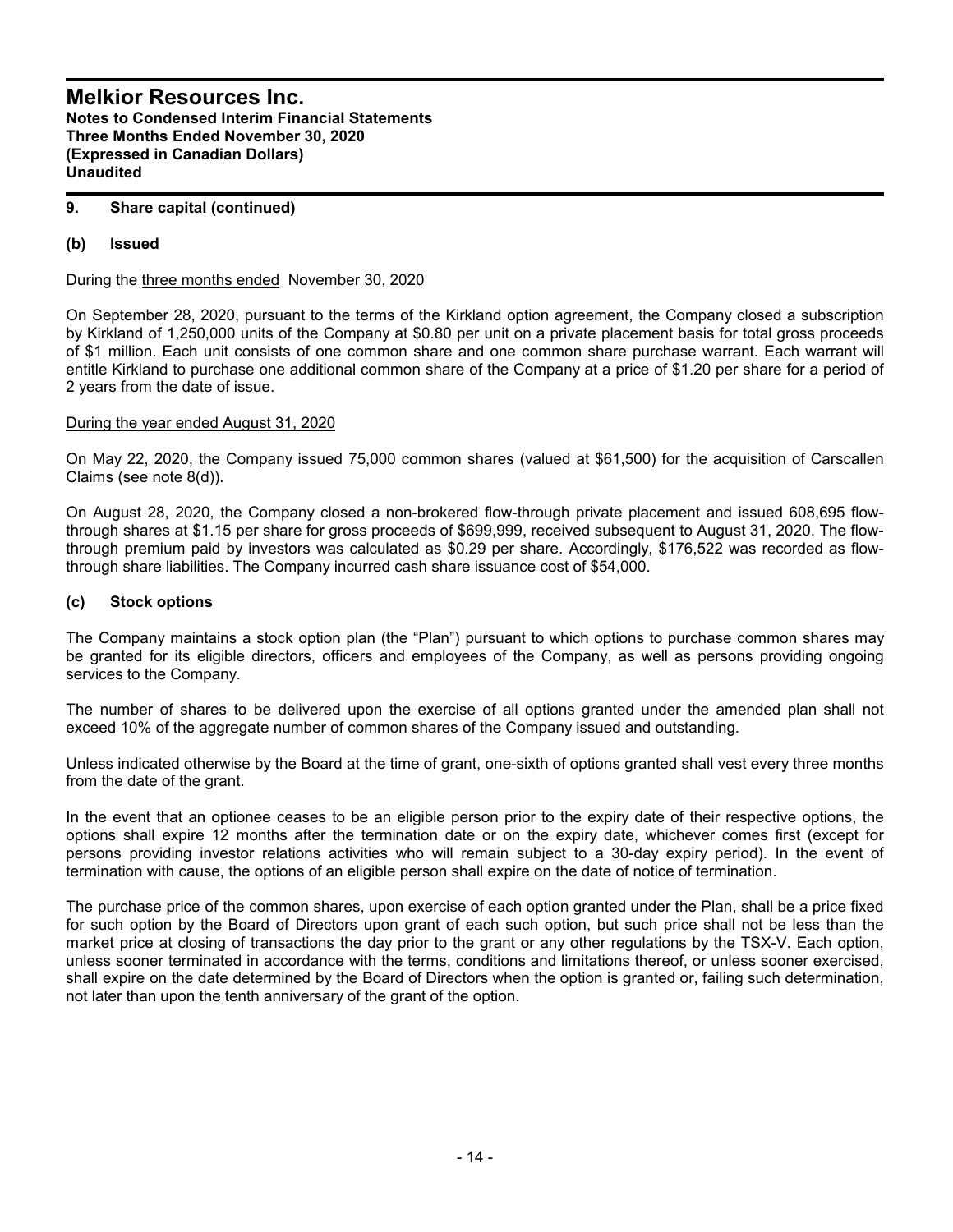## 9. Share capital (continued)

### (b) Issued

During the three months ended November 30, 2020

On September 28, 2020, pursuant to the terms of the Kirkland option agreement, the Company closed a subscription by Kirkland of 1,250,000 units of the Company at $0.80 per unit on a private placement basis for total gross proceeds of $1 million. Each unit consists of one common share and one common share purchase warrant. Each warrant will entitle Kirkland to purchase one additional common share of the Company at a price of $1.20 per share for a period of 2 years from the date of issue.

During the year ended August 31, 2020

On May 22, 2020, the Company issued 75,000 common shares (valued at $61,500) for the acquisition of Carscallen Claims (see note 8(d)).

On August 28, 2020, the Company closed a non-brokered flow-through private placement and issued 608,695 flow-through shares at $1.15 per share for gross proceeds of $699,999, received subsequent to August 31, 2020. The flow-through premium paid by investors was calculated as $0.29 per share. Accordingly, $176,522 was recorded as flow-through share liabilities. The Company incurred cash share issuance cost of $54,000.

### (c) Stock options

The Company maintains a stock option plan (the "Plan") pursuant to which options to purchase common shares may be granted for its eligible directors, officers and employees of the Company, as well as persons providing ongoing services to the Company.

The number of shares to be delivered upon the exercise of all options granted under the amended plan shall not exceed 10% of the aggregate number of common shares of the Company issued and outstanding.

Unless indicated otherwise by the Board at the time of grant, one-sixth of options granted shall vest every three months from the date of the grant.

In the event that an optionee ceases to be an eligible person prior to the expiry date of their respective options, the options shall expire 12 months after the termination date or on the expiry date, whichever comes first (except for persons providing investor relations activities who will remain subject to a 30-day expiry period). In the event of termination with cause, the options of an eligible person shall expire on the date of notice of termination.

The purchase price of the common shares, upon exercise of each option granted under the Plan, shall be a price fixed for such option by the Board of Directors upon grant of each such option, but such price shall not be less than the market price at closing of transactions the day prior to the grant or any other regulations by the TSX-V. Each option, unless sooner terminated in accordance with the terms, conditions and limitations thereof, or unless sooner exercised, shall expire on the date determined by the Board of Directors when the option is granted or, failing such determination, not later than upon the tenth anniversary of the grant of the option.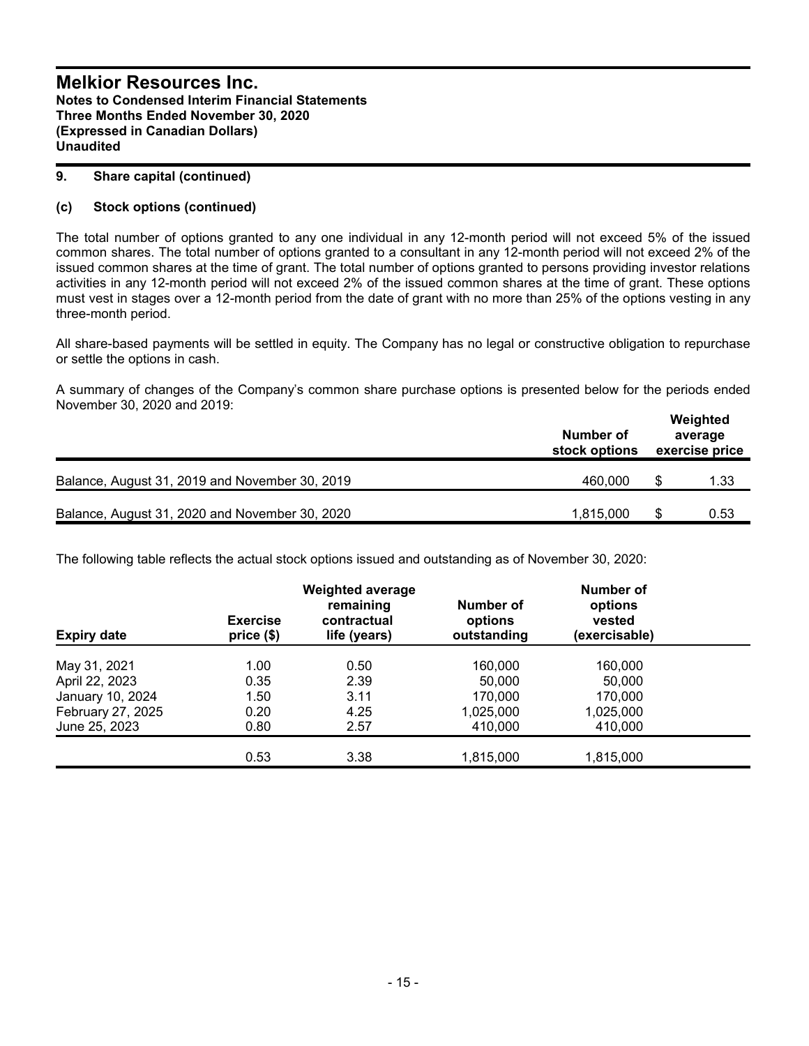# Melkior Resources Inc.

**Notes to Condensed Interim Financial Statements**
**Three Months Ended November 30, 2020**
**(Expressed in Canadian Dollars)**
**Unaudited**

## 9. Share capital (continued)

### (c) Stock options (continued)

The total number of options granted to any one individual in any 12-month period will not exceed 5% of the issued common shares. The total number of options granted to a consultant in any 12-month period will not exceed 2% of the issued common shares at the time of grant. The total number of options granted to persons providing investor relations activities in any 12-month period will not exceed 2% of the issued common shares at the time of grant. These options must vest in stages over a 12-month period from the date of grant with no more than 25% of the options vesting in any three-month period.

All share-based payments will be settled in equity. The Company has no legal or constructive obligation to repurchase or settle the options in cash.

A summary of changes of the Company's common share purchase options is presented below for the periods ended November 30, 2020 and 2019:

| | Number of stock options | Weighted average exercise price |
|---|---|---|
| Balance, August 31, 2019 and November 30, 2019 | 460,000 | $ 1.33 |
| Balance, August 31, 2020 and November 30, 2020 | 1,815,000 | $ 0.53 |

The following table reflects the actual stock options issued and outstanding as of November 30, 2020:

| Expiry date | Exercise price ($) | Weighted average remaining contractual life (years) | Number of options outstanding | Number of options vested (exercisable) |
|---|---|---|---|---|
| May 31, 2021 | 1.00 | 0.50 | 160,000 | 160,000 |
| April 22, 2023 | 0.35 | 2.39 | 50,000 | 50,000 |
| January 10, 2024 | 1.50 | 3.11 | 170,000 | 170,000 |
| February 27, 2025 | 0.20 | 4.25 | 1,025,000 | 1,025,000 |
| June 25, 2023 | 0.80 | 2.57 | 410,000 | 410,000 |
| | 0.53 | 3.38 | 1,815,000 | 1,815,000 |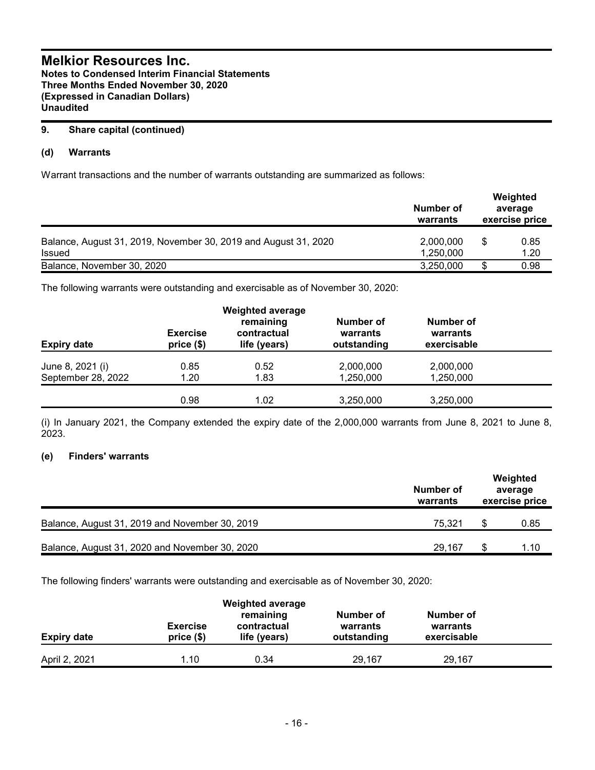# Melkior Resources Inc.

**Notes to Condensed Interim Financial Statements**
**Three Months Ended November 30, 2020**
**(Expressed in Canadian Dollars)**
**Unaudited**

## 9. Share capital (continued)

### (d) Warrants

Warrant transactions and the number of warrants outstanding are summarized as follows:

| | Number of warrants | Weighted average exercise price |
|---|---|---|
| Balance, August 31, 2019, November 30, 2019 and August 31, 2020 | 2,000,000 | $ 0.85 |
| Issued | 1,250,000 | 1.20 |
| Balance, November 30, 2020 | 3,250,000 | $ 0.98 |

The following warrants were outstanding and exercisable as of November 30, 2020:

| Expiry date | Exercise price ($) | Weighted average remaining contractual life (years) | Number of warrants outstanding | Number of warrants exercisable |
|---|---|---|---|---|
| June 8, 2021 (i) | 0.85 | 0.52 | 2,000,000 | 2,000,000 |
| September 28, 2022 | 1.20 | 1.83 | 1,250,000 | 1,250,000 |
| | 0.98 | 1.02 | 3,250,000 | 3,250,000 |

(i) In January 2021, the Company extended the expiry date of the 2,000,000 warrants from June 8, 2021 to June 8, 2023.

### (e) Finders' warrants

| | Number of warrants | Weighted average exercise price |
|---|---|---|
| Balance, August 31, 2019 and November 30, 2019 | 75,321 | $ 0.85 |
| Balance, August 31, 2020 and November 30, 2020 | 29,167 | $ 1.10 |

The following finders' warrants were outstanding and exercisable as of November 30, 2020:

| Expiry date | Exercise price ($) | Weighted average remaining contractual life (years) | Number of warrants outstanding | Number of warrants exercisable |
|---|---|---|---|---|
| April 2, 2021 | 1.10 | 0.34 | 29,167 | 29,167 |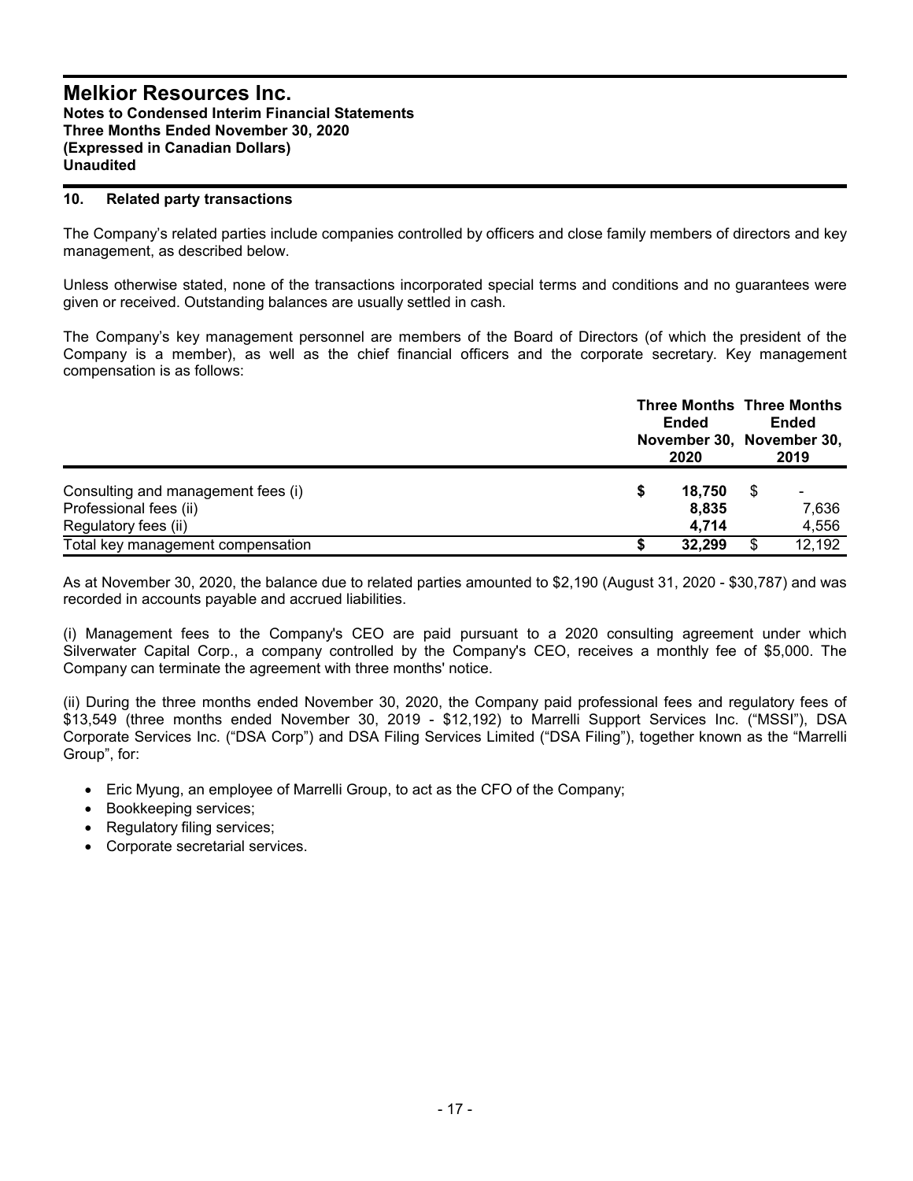# Melkior Resources Inc.

**Notes to Condensed Interim Financial Statements**
**Three Months Ended November 30, 2020**
**(Expressed in Canadian Dollars)**
**Unaudited**

## 10. Related party transactions

The Company's related parties include companies controlled by officers and close family members of directors and key management, as described below.

Unless otherwise stated, none of the transactions incorporated special terms and conditions and no guarantees were given or received. Outstanding balances are usually settled in cash.

The Company's key management personnel are members of the Board of Directors (of which the president of the Company is a member), as well as the chief financial officers and the corporate secretary. Key management compensation is as follows:

| | Three Months Ended November 30, 2020 | Three Months Ended November 30, 2019 |
|---|---|---|
| Consulting and management fees (i) | $ 18,750 | $ - |
| Professional fees (ii) | 8,835 | 7,636 |
| Regulatory fees (ii) | 4,714 | 4,556 |
| Total key management compensation | $ 32,299 | $ 12,192 |

As at November 30, 2020, the balance due to related parties amounted to $2,190 (August 31, 2020 - $30,787) and was recorded in accounts payable and accrued liabilities.

(i) Management fees to the Company's CEO are paid pursuant to a 2020 consulting agreement under which Silverwater Capital Corp., a company controlled by the Company's CEO, receives a monthly fee of $5,000. The Company can terminate the agreement with three months' notice.

(ii) During the three months ended November 30, 2020, the Company paid professional fees and regulatory fees of $13,549 (three months ended November 30, 2019 - $12,192) to Marrelli Support Services Inc. ("MSSI"), DSA Corporate Services Inc. ("DSA Corp") and DSA Filing Services Limited ("DSA Filing"), together known as the "Marrelli Group", for:

- Eric Myung, an employee of Marrelli Group, to act as the CFO of the Company;
- Bookkeeping services;
- Regulatory filing services;
- Corporate secretarial services.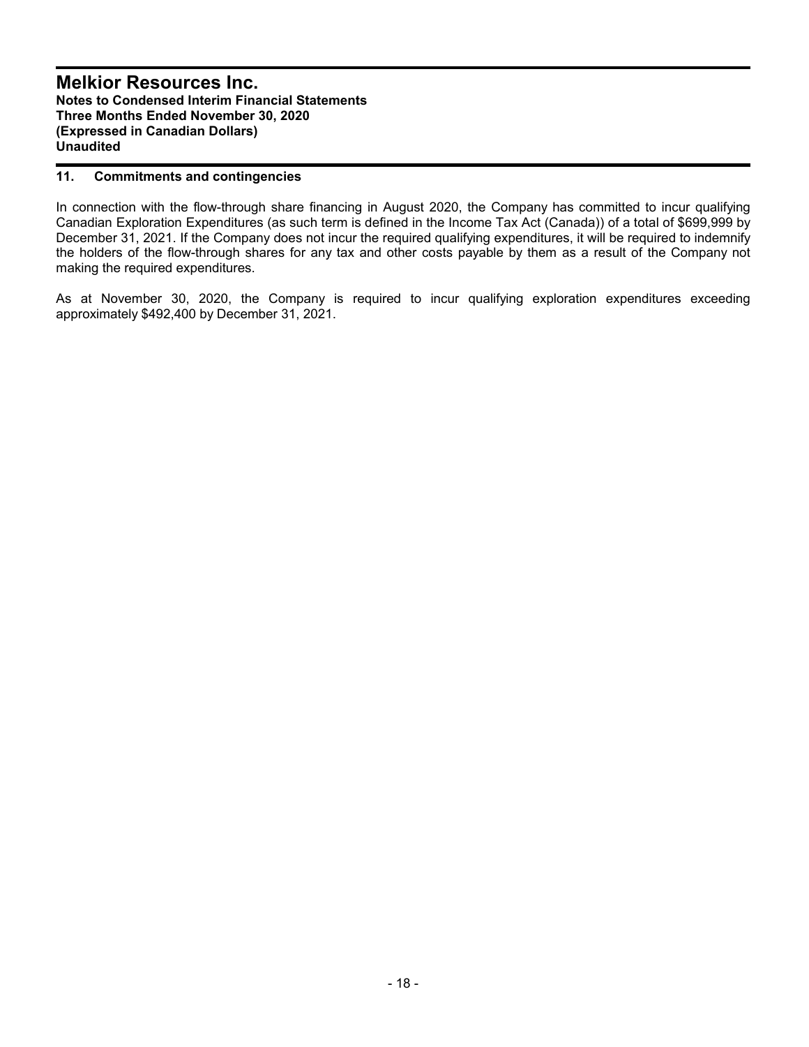## 11. Commitments and contingencies

In connection with the flow-through share financing in August 2020, the Company has committed to incur qualifying Canadian Exploration Expenditures (as such term is defined in the Income Tax Act (Canada)) of a total of $699,999 by December 31, 2021. If the Company does not incur the required qualifying expenditures, it will be required to indemnify the holders of the flow-through shares for any tax and other costs payable by them as a result of the Company not making the required expenditures.

As at November 30, 2020, the Company is required to incur qualifying exploration expenditures exceeding approximately $492,400 by December 31, 2021.